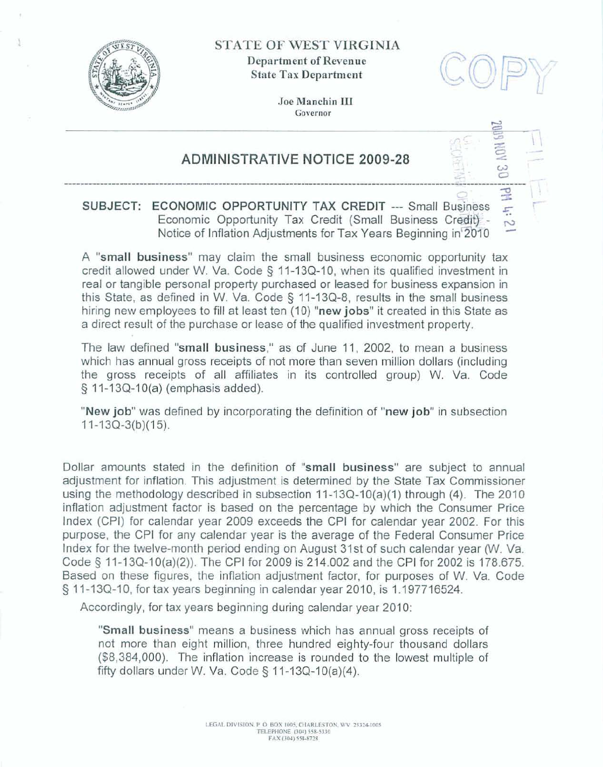STATE OF WEST VIRGINIA

Department of Revenue

State Tax Department

Joe Manchin III

Governor

# ADMINISTRATIVE NOTICE 2009-28

**SUBJECT: ECONOMIC OPPORTUNITY TAX CREDIT** --- Small Business Economic Opportunity Tax Credit (Small Business Credit) - Notice of Inflation Adjustments for Tax Years Beginning in 2010

A "**small business**" may claim the small business economic opportunity tax credit allowed under W. Va. Code § 11-13Q-10, when its qualified investment in real or tangible personal property purchased or leased for business expansion in this State, as defined in W. Va. Code § 11-13Q-8, results in the small business hiring new employees to fill at least ten (10) "**new jobs**" it created in this State as a direct result of the purchase or lease of the qualified investment property.

The law defined "**small business**," as of June 11, 2002, to mean a business which has annual gross receipts of not more than seven million dollars (including the gross receipts of all affiliates in its controlled group) W. Va. Code § 11-13Q-10(a) (emphasis added).

"**New job**" was defined by incorporating the definition of "**new job**" in subsection 11-13Q-3(b)(15).

Dollar amounts stated in the definition of "**small business**" are subject to annual adjustment for inflation. This adjustment is determined by the State Tax Commissioner using the methodology described in subsection 11-13Q-10(a)(1) through (4). The 2010 inflation adjustment factor is based on the percentage by which the Consumer Price Index (CPI) for calendar year 2009 exceeds the CPI for calendar year 2002. For this purpose, the CPI for any calendar year is the average of the Federal Consumer Price Index for the twelve-month period ending on August 31st of such calendar year (W. Va. Code § 11-13Q-10(a)(2)). The CPI for 2009 is 214.002 and the CPI for 2002 is 178.675. Based on these figures, the inflation adjustment factor, for purposes of W. Va. Code § 11-13Q-10, for tax years beginning in calendar year 2010, is 1.197716524.

Accordingly, for tax years beginning during calendar year 2010:

> "**Small business**" means a business which has annual gross receipts of not more than eight million, three hundred eighty-four thousand dollars ($8,384,000). The inflation increase is rounded to the lowest multiple of fifty dollars under W. Va. Code § 11-13Q-10(a)(4).

LEGAL DIVISION P. O. BOX 1005, CHARLESTON, WV 25324-1005
TELEPHONE (304) 558-5330
FAX (304) 558-8728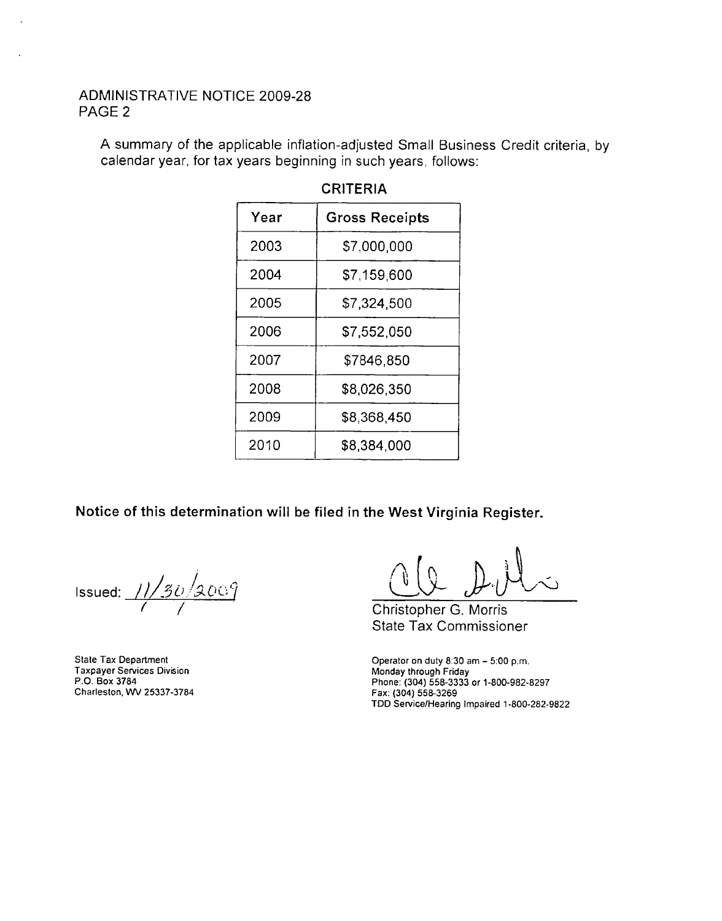ADMINISTRATIVE NOTICE 2009-28
PAGE 2

A summary of the applicable inflation-adjusted Small Business Credit criteria, by calendar year, for tax years beginning in such years, follows:

**CRITERIA**

| Year | Gross Receipts |
|---|---|
| 2003 | $7,000,000 |
| 2004 | $7,159,600 |
| 2005 | $7,324,500 |
| 2006 | $7,552,050 |
| 2007 | $7846,850 |
| 2008 | $8,026,350 |
| 2009 | $8,368,450 |
| 2010 | $8,384,000 |

**Notice of this determination will be filed in the West Virginia Register.**

Issued: 11/30/2009

Christopher G. Morris
State Tax Commissioner

State Tax Department
Taxpayer Services Division
P.O. Box 3784
Charleston, WV 25337-3784

Operator on duty 8:30 am – 5:00 p.m.
Monday through Friday
Phone: (304) 558-3333 or 1-800-982-8297
Fax: (304) 558-3269
TDD Service/Hearing Impaired 1-800-282-9822